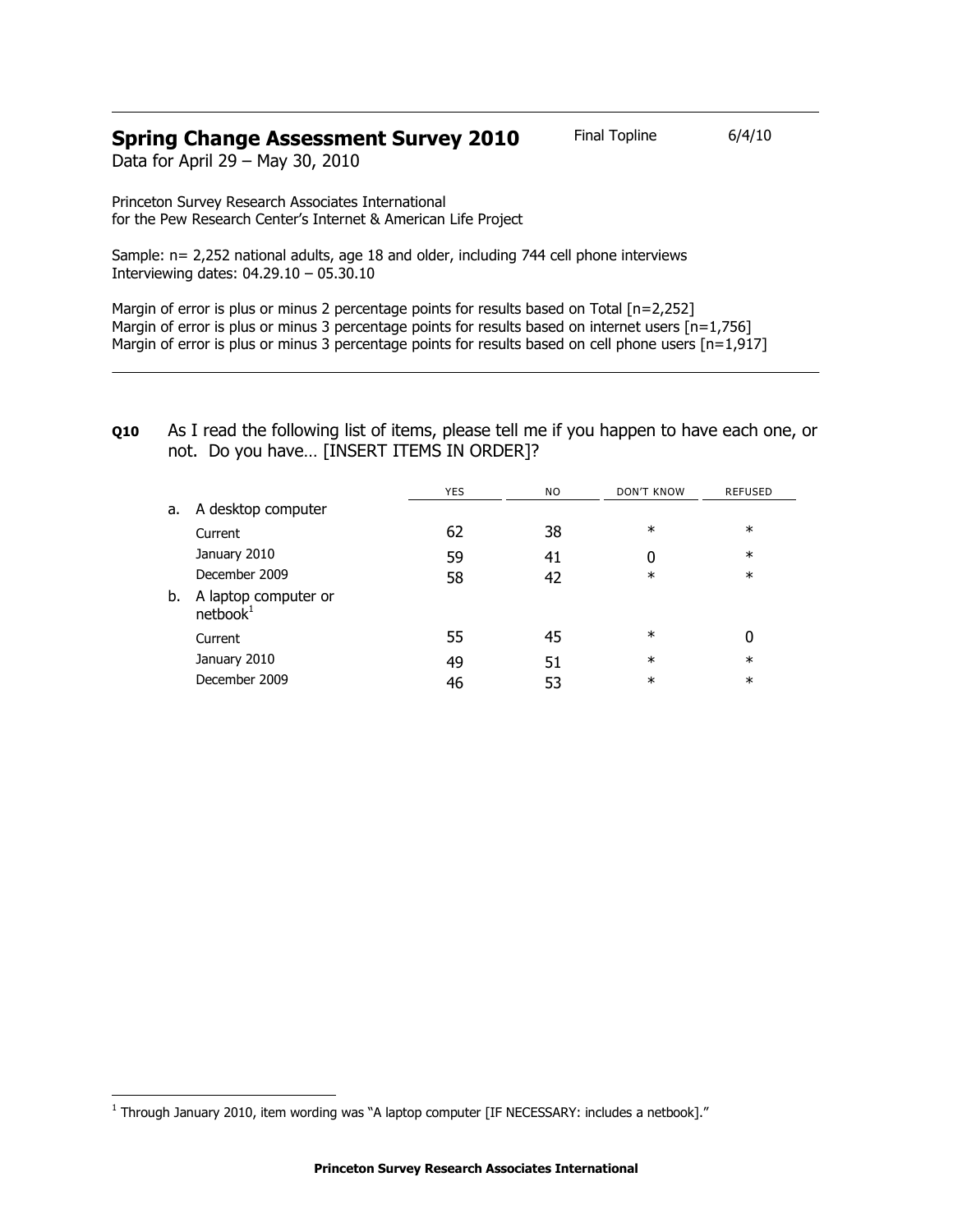## Spring Change Assessment Survey 2010

Final Topline 6/4/10

Data for April 29 – May 30, 2010

Princeton Survey Research Associates International
for the Pew Research Center's Internet & American Life Project

Sample: n= 2,252 national adults, age 18 and older, including 744 cell phone interviews
Interviewing dates: 04.29.10 – 05.30.10

Margin of error is plus or minus 2 percentage points for results based on Total [n=2,252]
Margin of error is plus or minus 3 percentage points for results based on internet users [n=1,756]
Margin of error is plus or minus 3 percentage points for results based on cell phone users [n=1,917]

---

**Q10** As I read the following list of items, please tell me if you happen to have each one, or not. Do you have… [INSERT ITEMS IN ORDER]?

| | YES | NO | DON'T KNOW | REFUSED |
|---|---|---|---|---|
| a. A desktop computer | | | | |
| Current | 62 | 38 | * | * |
| January 2010 | 59 | 41 | 0 | * |
| December 2009 | 58 | 42 | * | * |
| b. A laptop computer or netbook[1] | | | | |
| Current | 55 | 45 | * | 0 |
| January 2010 | 49 | 51 | * | * |
| December 2009 | 46 | 53 | * | * |

[1] Through January 2010, item wording was "A laptop computer [IF NECESSARY: includes a netbook]."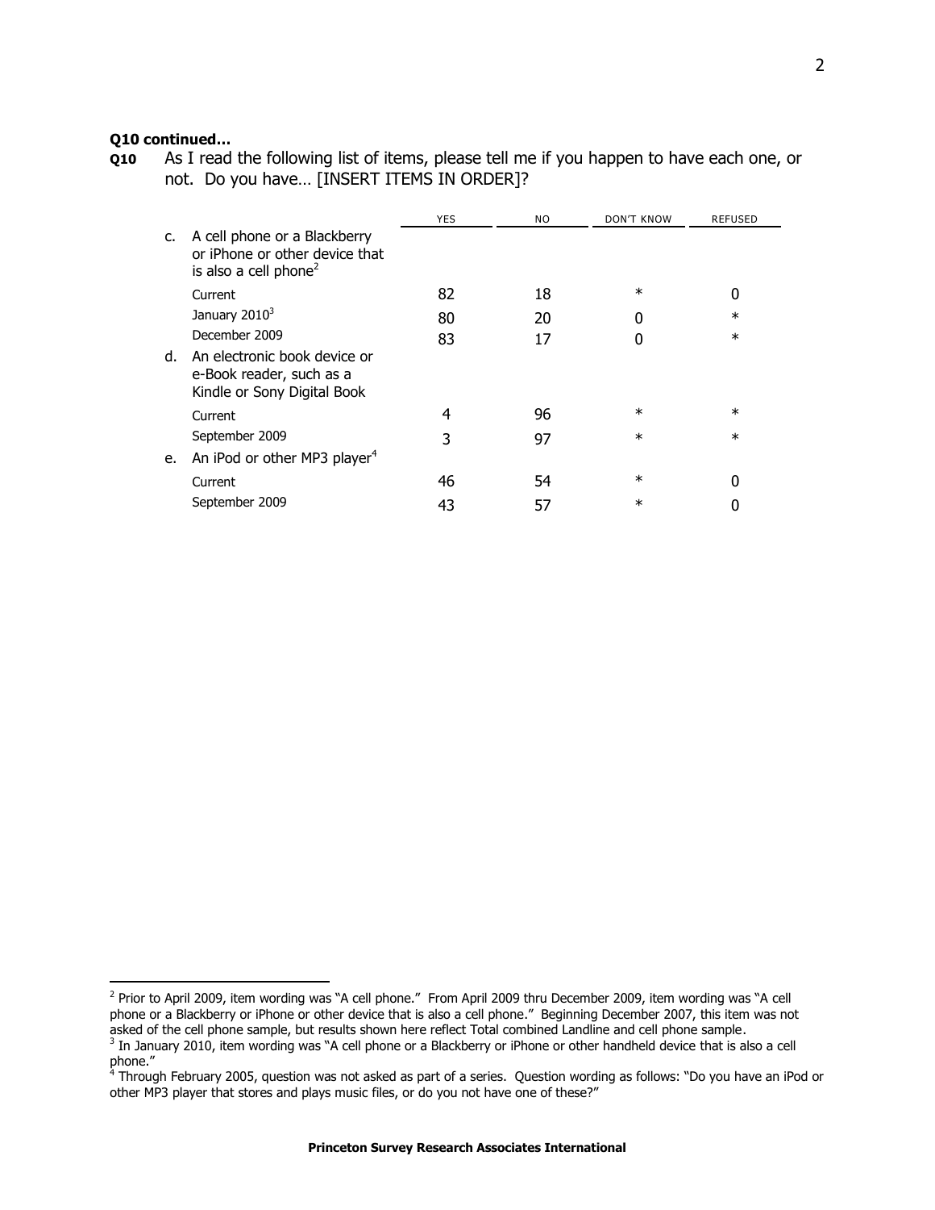**Q10 continued…**

**Q10** As I read the following list of items, please tell me if you happen to have each one, or not. Do you have… [INSERT ITEMS IN ORDER]?

| | | YES | NO | DON'T KNOW | REFUSED |
|---|---|---|---|---|---|
| c. | A cell phone or a Blackberry or iPhone or other device that is also a cell phone[2] | | | | |
| | Current | 82 | 18 | * | 0 |
| | January 2010[3] | 80 | 20 | 0 | * |
| | December 2009 | 83 | 17 | 0 | * |
| d. | An electronic book device or e-Book reader, such as a Kindle or Sony Digital Book | | | | |
| | Current | 4 | 96 | * | * |
| | September 2009 | 3 | 97 | * | * |
| e. | An iPod or other MP3 player[4] | | | | |
| | Current | 46 | 54 | * | 0 |
| | September 2009 | 43 | 57 | * | 0 |

[2] Prior to April 2009, item wording was "A cell phone." From April 2009 thru December 2009, item wording was "A cell phone or a Blackberry or iPhone or other device that is also a cell phone." Beginning December 2007, this item was not asked of the cell phone sample, but results shown here reflect Total combined Landline and cell phone sample.

[3] In January 2010, item wording was "A cell phone or a Blackberry or iPhone or other handheld device that is also a cell phone."

[4] Through February 2005, question was not asked as part of a series. Question wording as follows: "Do you have an iPod or other MP3 player that stores and plays music files, or do you not have one of these?"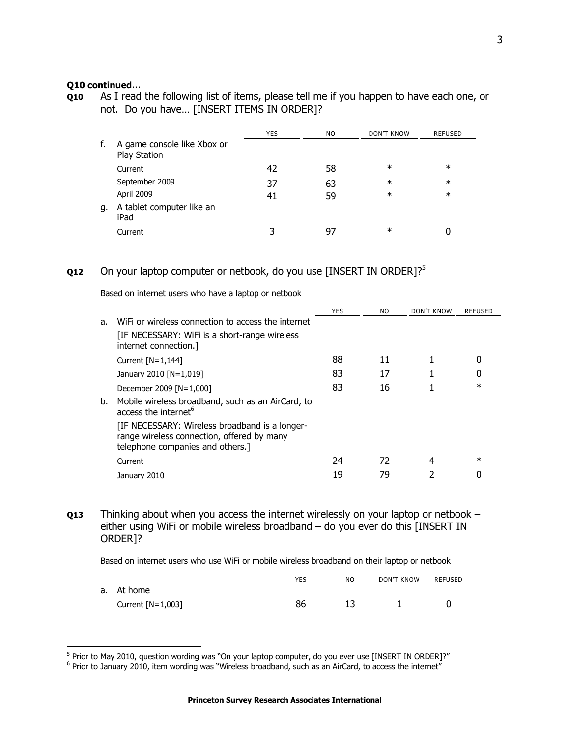**Q10 continued...**

**Q10** As I read the following list of items, please tell me if you happen to have each one, or not. Do you have... [INSERT ITEMS IN ORDER]?

| | | YES | NO | DON'T KNOW | REFUSED |
|---|---|---|---|---|---|
| f. | A game console like Xbox or Play Station | | | | |
| | Current | 42 | 58 | * | * |
| | September 2009 | 37 | 63 | * | * |
| | April 2009 | 41 | 59 | * | * |
| g. | A tablet computer like an iPad | | | | |
| | Current | 3 | 97 | * | 0 |

**Q12** On your laptop computer or netbook, do you use [INSERT IN ORDER]?[5]

Based on internet users who have a laptop or netbook

| | | YES | NO | DON'T KNOW | REFUSED |
|---|---|---|---|---|---|
| a. | WiFi or wireless connection to access the internet [IF NECESSARY: WiFi is a short-range wireless internet connection.] | | | | |
| | Current [N=1,144] | 88 | 11 | 1 | 0 |
| | January 2010 [N=1,019] | 83 | 17 | 1 | 0 |
| | December 2009 [N=1,000] | 83 | 16 | 1 | * |
| b. | Mobile wireless broadband, such as an AirCard, to access the internet[6] [IF NECESSARY: Wireless broadband is a longer-range wireless connection, offered by many telephone companies and others.] | | | | |
| | Current | 24 | 72 | 4 | * |
| | January 2010 | 19 | 79 | 2 | 0 |

**Q13** Thinking about when you access the internet wirelessly on your laptop or netbook – either using WiFi or mobile wireless broadband – do you ever do this [INSERT IN ORDER]?

Based on internet users who use WiFi or mobile wireless broadband on their laptop or netbook

| | | YES | NO | DON'T KNOW | REFUSED |
|---|---|---|---|---|---|
| a. | At home | | | | |
| | Current [N=1,003] | 86 | 13 | 1 | 0 |

[5] Prior to May 2010, question wording was "On your laptop computer, do you ever use [INSERT IN ORDER]?"

[6] Prior to January 2010, item wording was "Wireless broadband, such as an AirCard, to access the internet"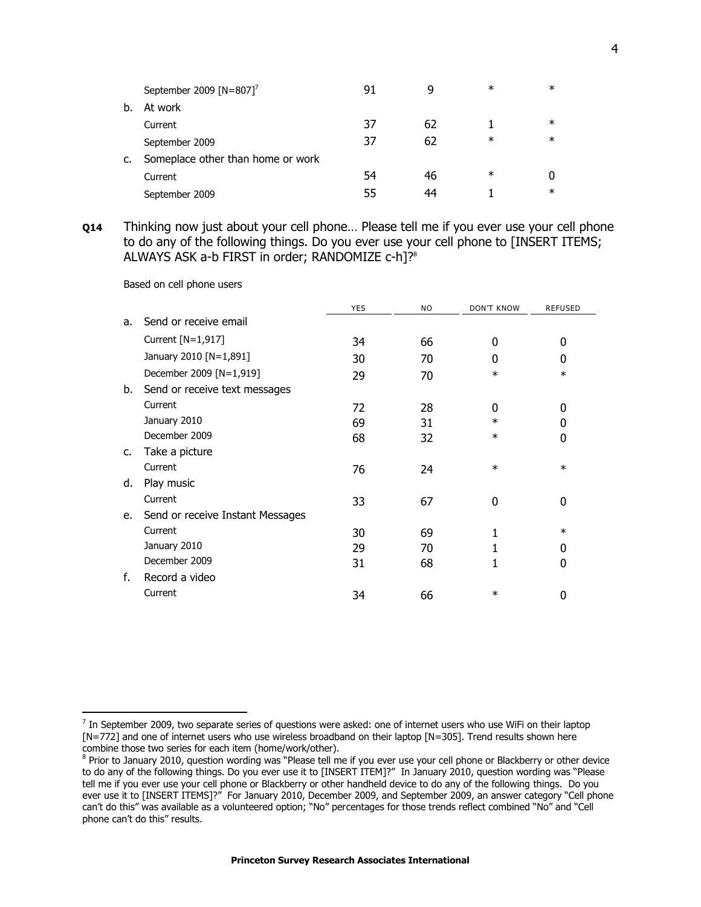|  |  | YES | NO | DON'T KNOW | REFUSED |
|---|---|---|---|---|---|
|  | September 2009 [N=807][7] | 91 | 9 | * | * |
| b. | At work |  |  |  |  |
|  | Current | 37 | 62 | 1 | * |
|  | September 2009 | 37 | 62 | * | * |
| c. | Someplace other than home or work |  |  |  |  |
|  | Current | 54 | 46 | * | 0 |
|  | September 2009 | 55 | 44 | 1 | * |

**Q14** Thinking now just about your cell phone… Please tell me if you ever use your cell phone to do any of the following things. Do you ever use your cell phone to [INSERT ITEMS; ALWAYS ASK a-b FIRST in order; RANDOMIZE c-h]?[8]

Based on cell phone users

|  |  | YES | NO | DON'T KNOW | REFUSED |
|---|---|---|---|---|---|
| a. | Send or receive email |  |  |  |  |
|  | Current [N=1,917] | 34 | 66 | 0 | 0 |
|  | January 2010 [N=1,891] | 30 | 70 | 0 | 0 |
|  | December 2009 [N=1,919] | 29 | 70 | * | * |
| b. | Send or receive text messages |  |  |  |  |
|  | Current | 72 | 28 | 0 | 0 |
|  | January 2010 | 69 | 31 | * | 0 |
|  | December 2009 | 68 | 32 | * | 0 |
| c. | Take a picture |  |  |  |  |
|  | Current | 76 | 24 | * | * |
| d. | Play music |  |  |  |  |
|  | Current | 33 | 67 | 0 | 0 |
| e. | Send or receive Instant Messages |  |  |  |  |
|  | Current | 30 | 69 | 1 | * |
|  | January 2010 | 29 | 70 | 1 | 0 |
|  | December 2009 | 31 | 68 | 1 | 0 |
| f. | Record a video |  |  |  |  |
|  | Current | 34 | 66 | * | 0 |

[7] In September 2009, two separate series of questions were asked: one of internet users who use WiFi on their laptop [N=772] and one of internet users who use wireless broadband on their laptop [N=305]. Trend results shown here combine those two series for each item (home/work/other).

[8] Prior to January 2010, question wording was "Please tell me if you ever use your cell phone or Blackberry or other device to do any of the following things. Do you ever use it to [INSERT ITEM]?" In January 2010, question wording was "Please tell me if you ever use your cell phone or Blackberry or other handheld device to do any of the following things. Do you ever use it to [INSERT ITEMS]?" For January 2010, December 2009, and September 2009, an answer category "Cell phone can't do this" was available as a volunteered option; "No" percentages for those trends reflect combined "No" and "Cell phone can't do this" results.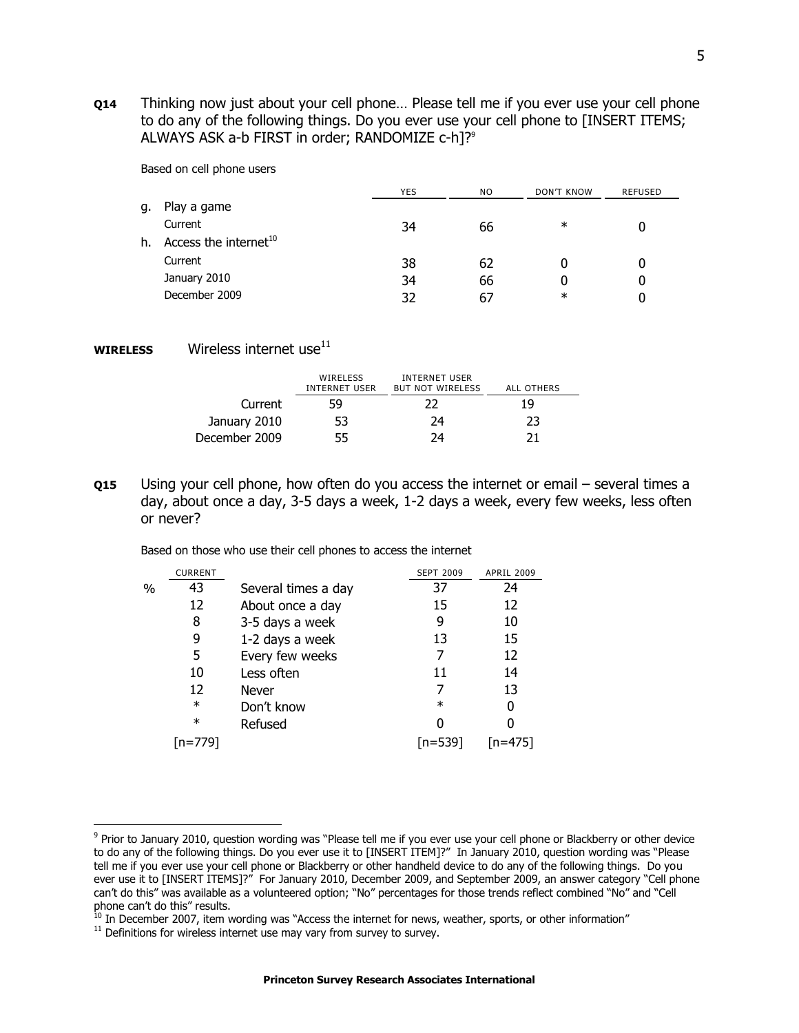**Q14** Thinking now just about your cell phone… Please tell me if you ever use your cell phone to do any of the following things. Do you ever use your cell phone to [INSERT ITEMS; ALWAYS ASK a-b FIRST in order; RANDOMIZE c-h]?[9]

Based on cell phone users

| | YES | NO | DON'T KNOW | REFUSED |
|---|---|---|---|---|
| g. Play a game | | | | |
| Current | 34 | 66 | * | 0 |
| h. Access the internet[10] | | | | |
| Current | 38 | 62 | 0 | 0 |
| January 2010 | 34 | 66 | 0 | 0 |
| December 2009 | 32 | 67 | * | 0 |

**WIRELESS** Wireless internet use[11]

| | WIRELESS INTERNET USER | INTERNET USER BUT NOT WIRELESS | ALL OTHERS |
|---|---|---|---|
| Current | 59 | 22 | 19 |
| January 2010 | 53 | 24 | 23 |
| December 2009 | 55 | 24 | 21 |

**Q15** Using your cell phone, how often do you access the internet or email – several times a day, about once a day, 3-5 days a week, 1-2 days a week, every few weeks, less often or never?

Based on those who use their cell phones to access the internet

| | CURRENT | | SEPT 2009 | APRIL 2009 |
|---|---|---|---|---|
| % | 43 | Several times a day | 37 | 24 |
| | 12 | About once a day | 15 | 12 |
| | 8 | 3-5 days a week | 9 | 10 |
| | 9 | 1-2 days a week | 13 | 15 |
| | 5 | Every few weeks | 7 | 12 |
| | 10 | Less often | 11 | 14 |
| | 12 | Never | 7 | 13 |
| | * | Don't know | * | 0 |
| | * | Refused | 0 | 0 |
| | [n=779] | | [n=539] | [n=475] |

---

[9] Prior to January 2010, question wording was "Please tell me if you ever use your cell phone or Blackberry or other device to do any of the following things. Do you ever use it to [INSERT ITEM]?" In January 2010, question wording was "Please tell me if you ever use your cell phone or Blackberry or other handheld device to do any of the following things. Do you ever use it to [INSERT ITEMS]?" For January 2010, December 2009, and September 2009, an answer category "Cell phone can't do this" was available as a volunteered option; "No" percentages for those trends reflect combined "No" and "Cell phone can't do this" results.

[10] In December 2007, item wording was "Access the internet for news, weather, sports, or other information"

[11] Definitions for wireless internet use may vary from survey to survey.

**Princeton Survey Research Associates International**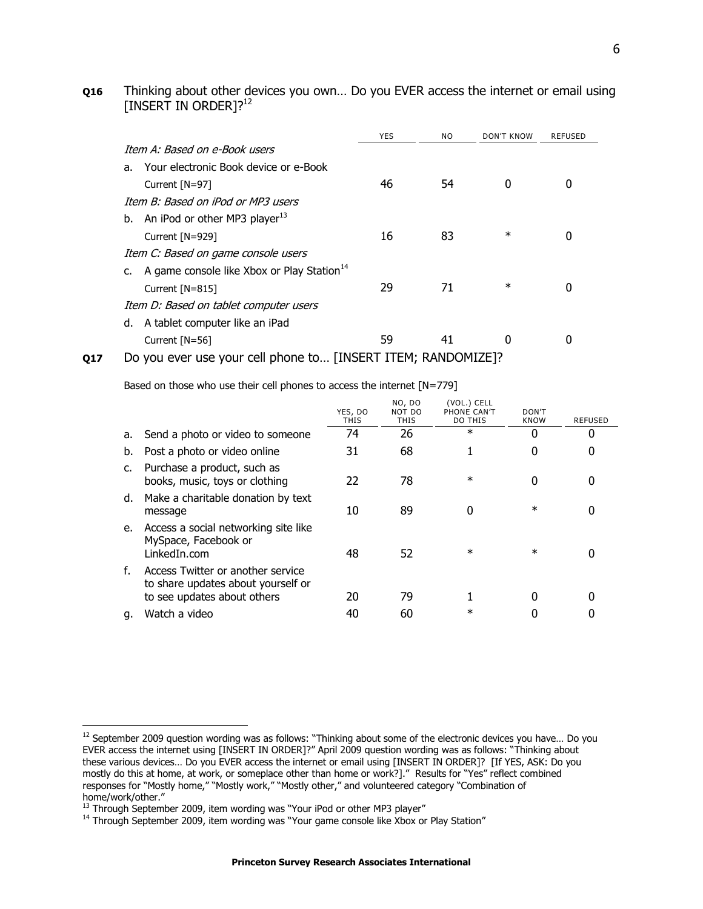**Q16** Thinking about other devices you own… Do you EVER access the internet or email using [INSERT IN ORDER]?[12]

| | YES | NO | DON'T KNOW | REFUSED |
|---|---|---|---|---|
| *Item A: Based on e-Book users* | | | | |
| a. Your electronic Book device or e-Book | | | | |
| Current [N=97] | 46 | 54 | 0 | 0 |
| *Item B: Based on iPod or MP3 users* | | | | |
| b. An iPod or other MP3 player[13] | | | | |
| Current [N=929] | 16 | 83 | * | 0 |
| *Item C: Based on game console users* | | | | |
| c. A game console like Xbox or Play Station[14] | | | | |
| Current [N=815] | 29 | 71 | * | 0 |
| *Item D: Based on tablet computer users* | | | | |
| d. A tablet computer like an iPad | | | | |
| Current [N=56] | 59 | 41 | 0 | 0 |

**Q17** Do you ever use your cell phone to… [INSERT ITEM; RANDOMIZE]?

Based on those who use their cell phones to access the internet [N=779]

| | | YES, DO THIS | NO, DO NOT DO THIS | (VOL.) CELL PHONE CAN'T DO THIS | DON'T KNOW | REFUSED |
|---|---|---|---|---|---|---|
| a. | Send a photo or video to someone | 74 | 26 | * | 0 | 0 |
| b. | Post a photo or video online | 31 | 68 | 1 | 0 | 0 |
| c. | Purchase a product, such as books, music, toys or clothing | 22 | 78 | * | 0 | 0 |
| d. | Make a charitable donation by text message | 10 | 89 | 0 | * | 0 |
| e. | Access a social networking site like MySpace, Facebook or LinkedIn.com | 48 | 52 | * | * | 0 |
| f. | Access Twitter or another service to share updates about yourself or to see updates about others | 20 | 79 | 1 | 0 | 0 |
| g. | Watch a video | 40 | 60 | * | 0 | 0 |

---

[12] September 2009 question wording was as follows: "Thinking about some of the electronic devices you have… Do you EVER access the internet using [INSERT IN ORDER]?" April 2009 question wording was as follows: "Thinking about these various devices… Do you EVER access the internet or email using [INSERT IN ORDER]? [If YES, ASK: Do you mostly do this at home, at work, or someplace other than home or work?]." Results for "Yes" reflect combined responses for "Mostly home," "Mostly work," "Mostly other," and volunteered category "Combination of home/work/other."

[13] Through September 2009, item wording was "Your iPod or other MP3 player"

[14] Through September 2009, item wording was "Your game console like Xbox or Play Station"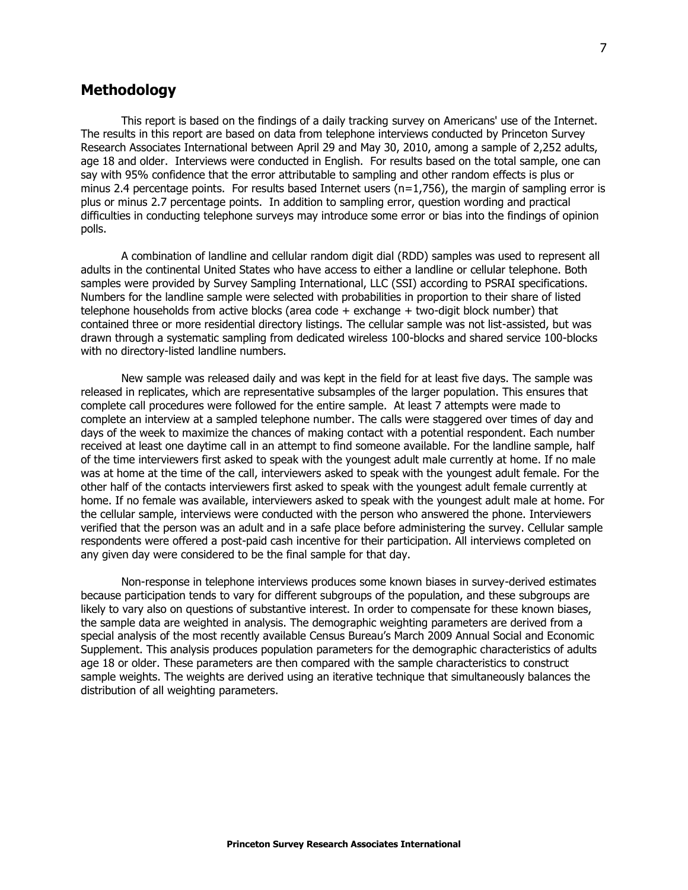## Methodology

This report is based on the findings of a daily tracking survey on Americans' use of the Internet. The results in this report are based on data from telephone interviews conducted by Princeton Survey Research Associates International between April 29 and May 30, 2010, among a sample of 2,252 adults, age 18 and older. Interviews were conducted in English. For results based on the total sample, one can say with 95% confidence that the error attributable to sampling and other random effects is plus or minus 2.4 percentage points. For results based Internet users (n=1,756), the margin of sampling error is plus or minus 2.7 percentage points. In addition to sampling error, question wording and practical difficulties in conducting telephone surveys may introduce some error or bias into the findings of opinion polls.

A combination of landline and cellular random digit dial (RDD) samples was used to represent all adults in the continental United States who have access to either a landline or cellular telephone. Both samples were provided by Survey Sampling International, LLC (SSI) according to PSRAI specifications. Numbers for the landline sample were selected with probabilities in proportion to their share of listed telephone households from active blocks (area code + exchange + two-digit block number) that contained three or more residential directory listings. The cellular sample was not list-assisted, but was drawn through a systematic sampling from dedicated wireless 100-blocks and shared service 100-blocks with no directory-listed landline numbers.

New sample was released daily and was kept in the field for at least five days. The sample was released in replicates, which are representative subsamples of the larger population. This ensures that complete call procedures were followed for the entire sample. At least 7 attempts were made to complete an interview at a sampled telephone number. The calls were staggered over times of day and days of the week to maximize the chances of making contact with a potential respondent. Each number received at least one daytime call in an attempt to find someone available. For the landline sample, half of the time interviewers first asked to speak with the youngest adult male currently at home. If no male was at home at the time of the call, interviewers asked to speak with the youngest adult female. For the other half of the contacts interviewers first asked to speak with the youngest adult female currently at home. If no female was available, interviewers asked to speak with the youngest adult male at home. For the cellular sample, interviews were conducted with the person who answered the phone. Interviewers verified that the person was an adult and in a safe place before administering the survey. Cellular sample respondents were offered a post-paid cash incentive for their participation. All interviews completed on any given day were considered to be the final sample for that day.

Non-response in telephone interviews produces some known biases in survey-derived estimates because participation tends to vary for different subgroups of the population, and these subgroups are likely to vary also on questions of substantive interest. In order to compensate for these known biases, the sample data are weighted in analysis. The demographic weighting parameters are derived from a special analysis of the most recently available Census Bureau's March 2009 Annual Social and Economic Supplement. This analysis produces population parameters for the demographic characteristics of adults age 18 or older. These parameters are then compared with the sample characteristics to construct sample weights. The weights are derived using an iterative technique that simultaneously balances the distribution of all weighting parameters.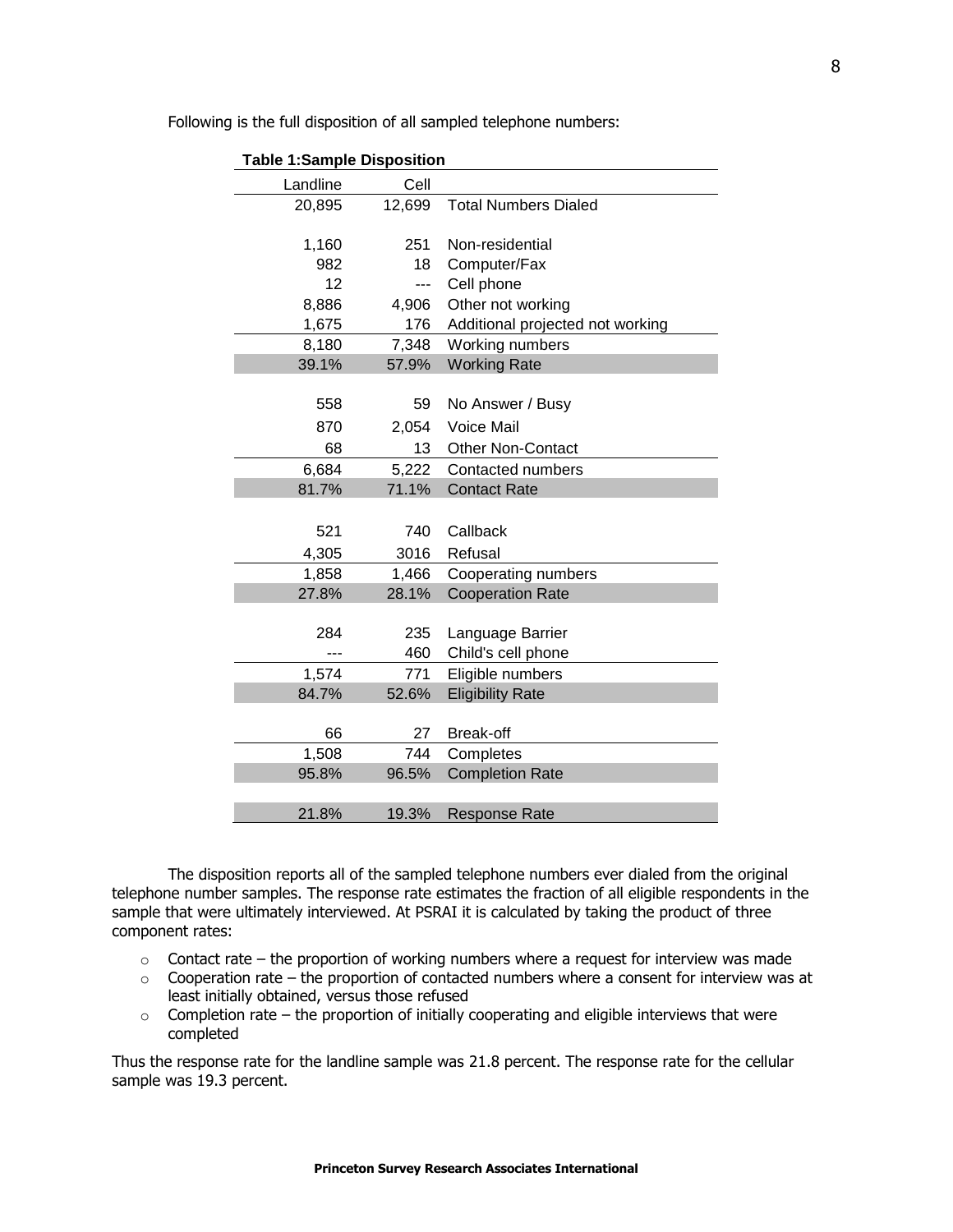Following is the full disposition of all sampled telephone numbers:

**Table 1:Sample Disposition**

| Landline | Cell | |
|---|---|---|
| 20,895 | 12,699 | Total Numbers Dialed |
| | | |
| 1,160 | 251 | Non-residential |
| 982 | 18 | Computer/Fax |
| 12 | --- | Cell phone |
| 8,886 | 4,906 | Other not working |
| 1,675 | 176 | Additional projected not working |
| 8,180 | 7,348 | Working numbers |
| 39.1% | 57.9% | Working Rate |
| | | |
| 558 | 59 | No Answer / Busy |
| 870 | 2,054 | Voice Mail |
| 68 | 13 | Other Non-Contact |
| 6,684 | 5,222 | Contacted numbers |
| 81.7% | 71.1% | Contact Rate |
| | | |
| 521 | 740 | Callback |
| 4,305 | 3016 | Refusal |
| 1,858 | 1,466 | Cooperating numbers |
| 27.8% | 28.1% | Cooperation Rate |
| | | |
| 284 | 235 | Language Barrier |
| --- | 460 | Child's cell phone |
| 1,574 | 771 | Eligible numbers |
| 84.7% | 52.6% | Eligibility Rate |
| | | |
| 66 | 27 | Break-off |
| 1,508 | 744 | Completes |
| 95.8% | 96.5% | Completion Rate |
| | | |
| 21.8% | 19.3% | Response Rate |

The disposition reports all of the sampled telephone numbers ever dialed from the original telephone number samples. The response rate estimates the fraction of all eligible respondents in the sample that were ultimately interviewed. At PSRAI it is calculated by taking the product of three component rates:

- Contact rate – the proportion of working numbers where a request for interview was made
- Cooperation rate – the proportion of contacted numbers where a consent for interview was at least initially obtained, versus those refused
- Completion rate – the proportion of initially cooperating and eligible interviews that were completed

Thus the response rate for the landline sample was 21.8 percent. The response rate for the cellular sample was 19.3 percent.